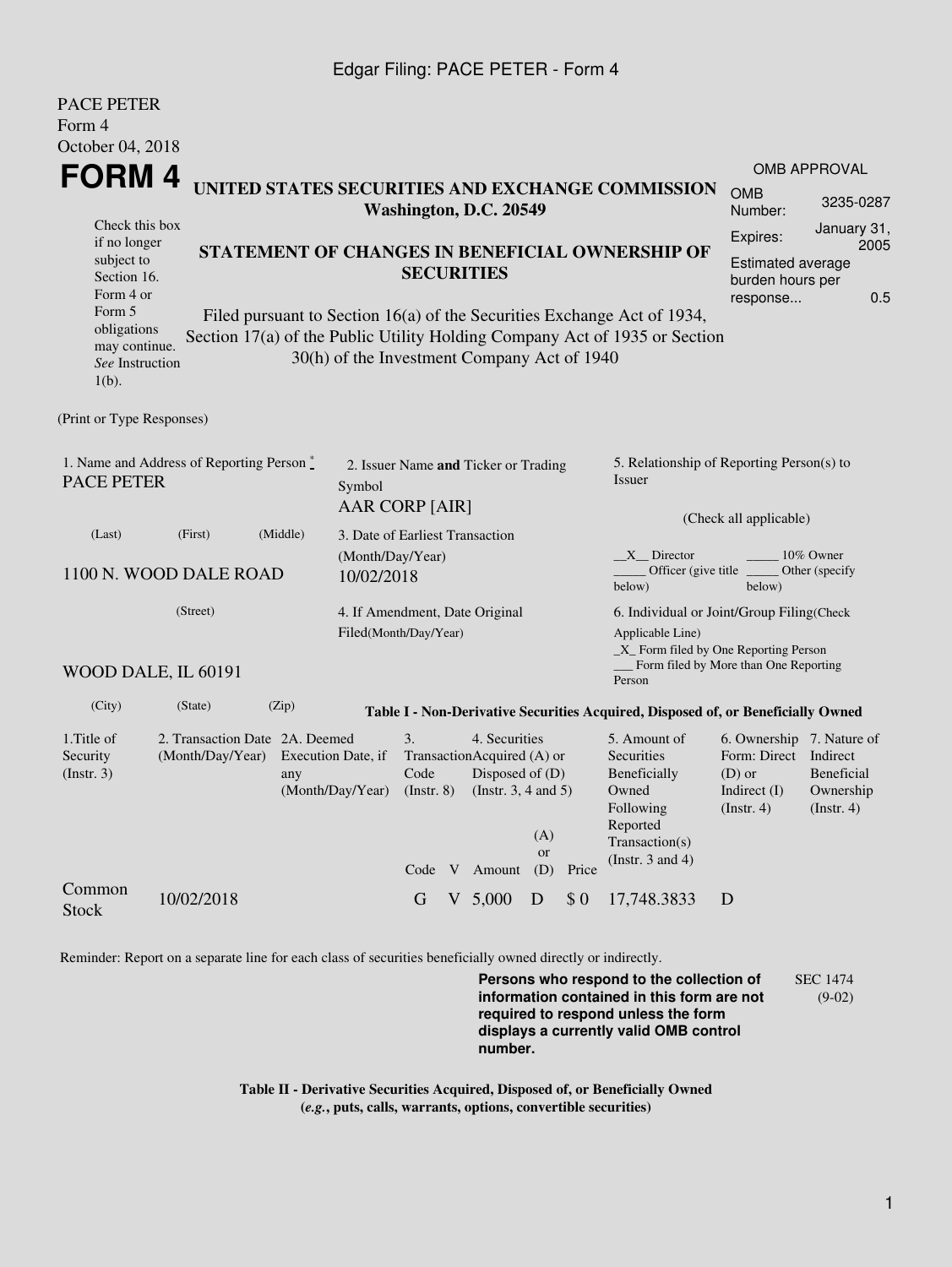Edgar Filing: PACE PETER - Form 4

PACE PETER
Form 4
October 04, 2018

# FORM 4

**UNITED STATES SECURITIES AND EXCHANGE COMMISSION**
**Washington, D.C. 20549**

Check this box if no longer subject to Section 16. Form 4 or Form 5 obligations may continue. *See* Instruction 1(b).

**STATEMENT OF CHANGES IN BENEFICIAL OWNERSHIP OF SECURITIES**

Filed pursuant to Section 16(a) of the Securities Exchange Act of 1934, Section 17(a) of the Public Utility Holding Company Act of 1935 or Section 30(h) of the Investment Company Act of 1940

| OMB APPROVAL | |
|---|---|
| OMB Number: | 3235-0287 |
| Expires: | January 31, 2005 |
| Estimated average burden hours per response... | 0.5 |

(Print or Type Responses)

1. Name and Address of Reporting Person *
PACE PETER
(Last) (First) (Middle)
1100 N. WOOD DALE ROAD
(Street)
WOOD DALE, IL 60191
(City) (State) (Zip)

2. Issuer Name **and** Ticker or Trading Symbol
AAR CORP [AIR]

3. Date of Earliest Transaction (Month/Day/Year)
10/02/2018

4. If Amendment, Date Original Filed(Month/Day/Year)

5. Relationship of Reporting Person(s) to Issuer
(Check all applicable)
\_\_X\_\_ Director \_\_\_\_\_ 10% Owner
\_\_\_\_\_ Officer (give title below) \_\_\_\_\_ Other (specify below)

6. Individual or Joint/Group Filing(Check Applicable Line)
\_X\_ Form filed by One Reporting Person
\_\_\_ Form filed by More than One Reporting Person

**Table I - Non-Derivative Securities Acquired, Disposed of, or Beneficially Owned**

| 1.Title of Security (Instr. 3) | 2. Transaction Date (Month/Day/Year) | 2A. Deemed Execution Date, if any (Month/Day/Year) | 3. Transaction Code (Instr. 8) | | 4. Securities Acquired (A) or Disposed of (D) (Instr. 3, 4 and 5) | | | 5. Amount of Securities Beneficially Owned Following Reported Transaction(s) (Instr. 3 and 4) | 6. Ownership Form: Direct (D) or Indirect (I) (Instr. 4) | 7. Nature of Indirect Beneficial Ownership (Instr. 4) |
|---|---|---|---|---|---|---|---|---|---|---|
| | | | Code | V | Amount | (A) or (D) | Price | | | |
| Common Stock | 10/02/2018 | | G | V | 5,000 | D | $ 0 | 17,748.3833 | D | |

Reminder: Report on a separate line for each class of securities beneficially owned directly or indirectly.

**Persons who respond to the collection of information contained in this form are not required to respond unless the form displays a currently valid OMB control number.**

SEC 1474 (9-02)

**Table II - Derivative Securities Acquired, Disposed of, or Beneficially Owned**
**(*e.g.*, puts, calls, warrants, options, convertible securities)**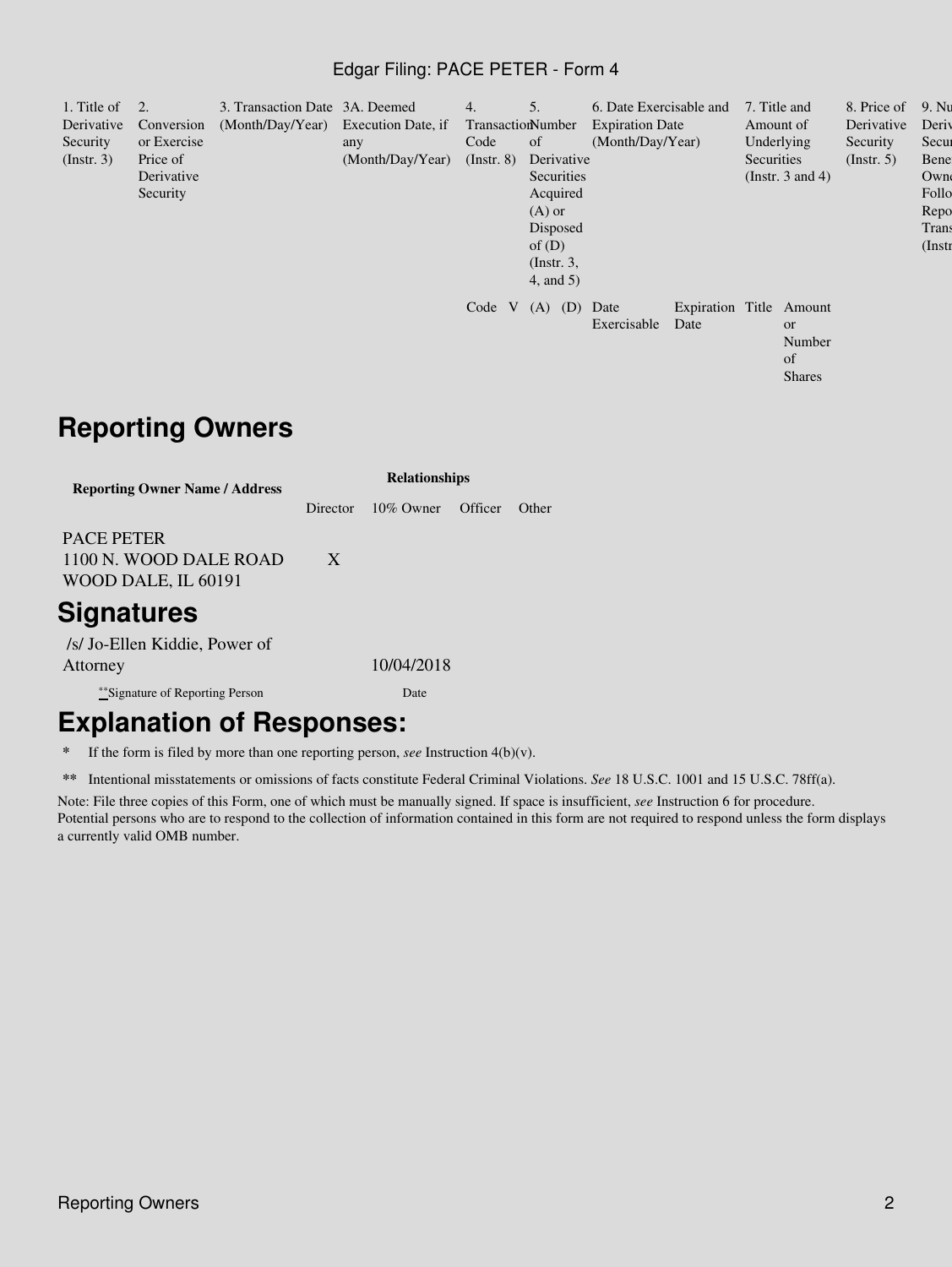| 1. Title of Derivative Security (Instr. 3) | 2. Conversion or Exercise Price of Derivative Security | 3. Transaction Date (Month/Day/Year) | 3A. Deemed Execution Date, if any (Month/Day/Year) | 4. Transaction Code (Instr. 8) | | 5. Number of Derivative Securities Acquired (A) or Disposed of (D) (Instr. 3, 4, and 5) | | 6. Date Exercisable and Expiration Date (Month/Day/Year) | | 7. Title and Amount of Underlying Securities (Instr. 3 and 4) | | 8. Price of Derivative Security (Instr. 5) | 9. Nu Deriv Secur Bene Own Follo Repo Trans (Instr |
|---|---|---|---|---|---|---|---|---|---|---|---|---|---|
| | | | | Code | V | (A) | (D) | Date Exercisable | Expiration Date | Title | Amount or Number of Shares | | |

## Reporting Owners

| Reporting Owner Name / Address | Relationships | | | |
|---|---|---|---|---|
| | Director | 10% Owner | Officer | Other |
| PACE PETER<br>1100 N. WOOD DALE ROAD<br>WOOD DALE, IL 60191 | X | | | |

## Signatures

| | |
|---|---|
| /s/ Jo-Ellen Kiddie, Power of Attorney | 10/04/2018 |
| **Signature of Reporting Person | Date |

## Explanation of Responses:

\* If the form is filed by more than one reporting person, *see* Instruction 4(b)(v).

** Intentional misstatements or omissions of facts constitute Federal Criminal Violations. *See* 18 U.S.C. 1001 and 15 U.S.C. 78ff(a).

Note: File three copies of this Form, one of which must be manually signed. If space is insufficient, *see* Instruction 6 for procedure.
Potential persons who are to respond to the collection of information contained in this form are not required to respond unless the form displays a currently valid OMB number.